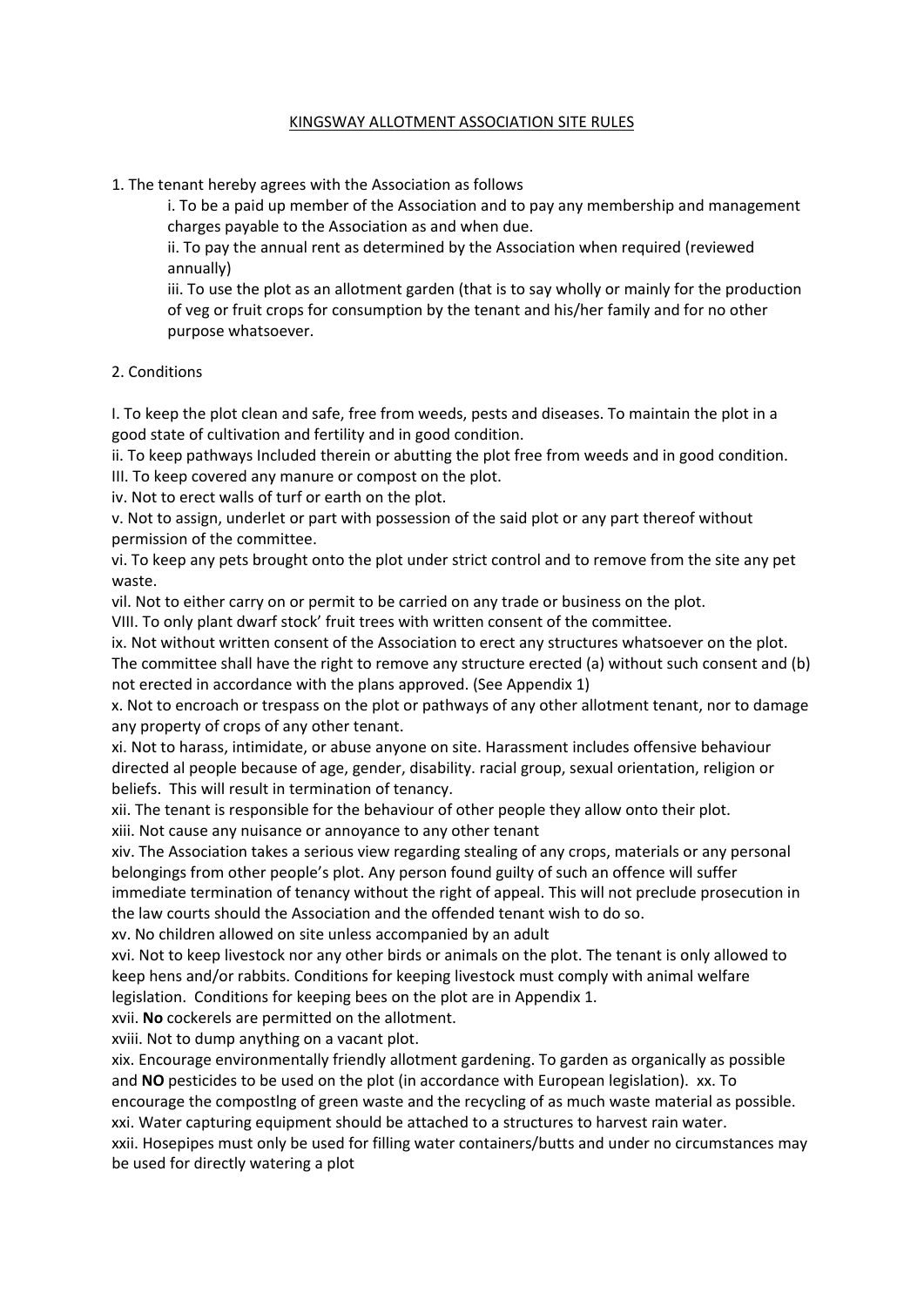# KINGSWAY ALLOTMENT ASSOCIATION SITE RULES

1. The tenant hereby agrees with the Association as follows

   i. To be a paid up member of the Association and to pay any membership and management charges payable to the Association as and when due.

   ii. To pay the annual rent as determined by the Association when required (reviewed annually)

   iii. To use the plot as an allotment garden (that is to say wholly or mainly for the production of veg or fruit crops for consumption by the tenant and his/her family and for no other purpose whatsoever.

2. Conditions

I. To keep the plot clean and safe, free from weeds, pests and diseases. To maintain the plot in a good state of cultivation and fertility and in good condition.

ii. To keep pathways Included therein or abutting the plot free from weeds and in good condition.

III. To keep covered any manure or compost on the plot.

iv. Not to erect walls of turf or earth on the plot.

v. Not to assign, underlet or part with possession of the said plot or any part thereof without permission of the committee.

vi. To keep any pets brought onto the plot under strict control and to remove from the site any pet waste.

vil. Not to either carry on or permit to be carried on any trade or business on the plot.

VIII. To only plant dwarf stock' fruit trees with written consent of the committee.

ix. Not without written consent of the Association to erect any structures whatsoever on the plot. The committee shall have the right to remove any structure erected (a) without such consent and (b) not erected in accordance with the plans approved. (See Appendix 1)

x. Not to encroach or trespass on the plot or pathways of any other allotment tenant, nor to damage any property of crops of any other tenant.

xi. Not to harass, intimidate, or abuse anyone on site. Harassment includes offensive behaviour directed al people because of age, gender, disability. racial group, sexual orientation, religion or beliefs. This will result in termination of tenancy.

xii. The tenant is responsible for the behaviour of other people they allow onto their plot.

xiii. Not cause any nuisance or annoyance to any other tenant

xiv. The Association takes a serious view regarding stealing of any crops, materials or any personal belongings from other people's plot. Any person found guilty of such an offence will suffer immediate termination of tenancy without the right of appeal. This will not preclude prosecution in the law courts should the Association and the offended tenant wish to do so.

xv. No children allowed on site unless accompanied by an adult

xvi. Not to keep livestock nor any other birds or animals on the plot. The tenant is only allowed to keep hens and/or rabbits. Conditions for keeping livestock must comply with animal welfare legislation. Conditions for keeping bees on the plot are in Appendix 1.

xvii. **No** cockerels are permitted on the allotment.

xviii. Not to dump anything on a vacant plot.

xix. Encourage environmentally friendly allotment gardening. To garden as organically as possible and **NO** pesticides to be used on the plot (in accordance with European legislation). xx. To encourage the compostlng of green waste and the recycling of as much waste material as possible.

xxi. Water capturing equipment should be attached to a structures to harvest rain water.

xxii. Hosepipes must only be used for filling water containers/butts and under no circumstances may be used for directly watering a plot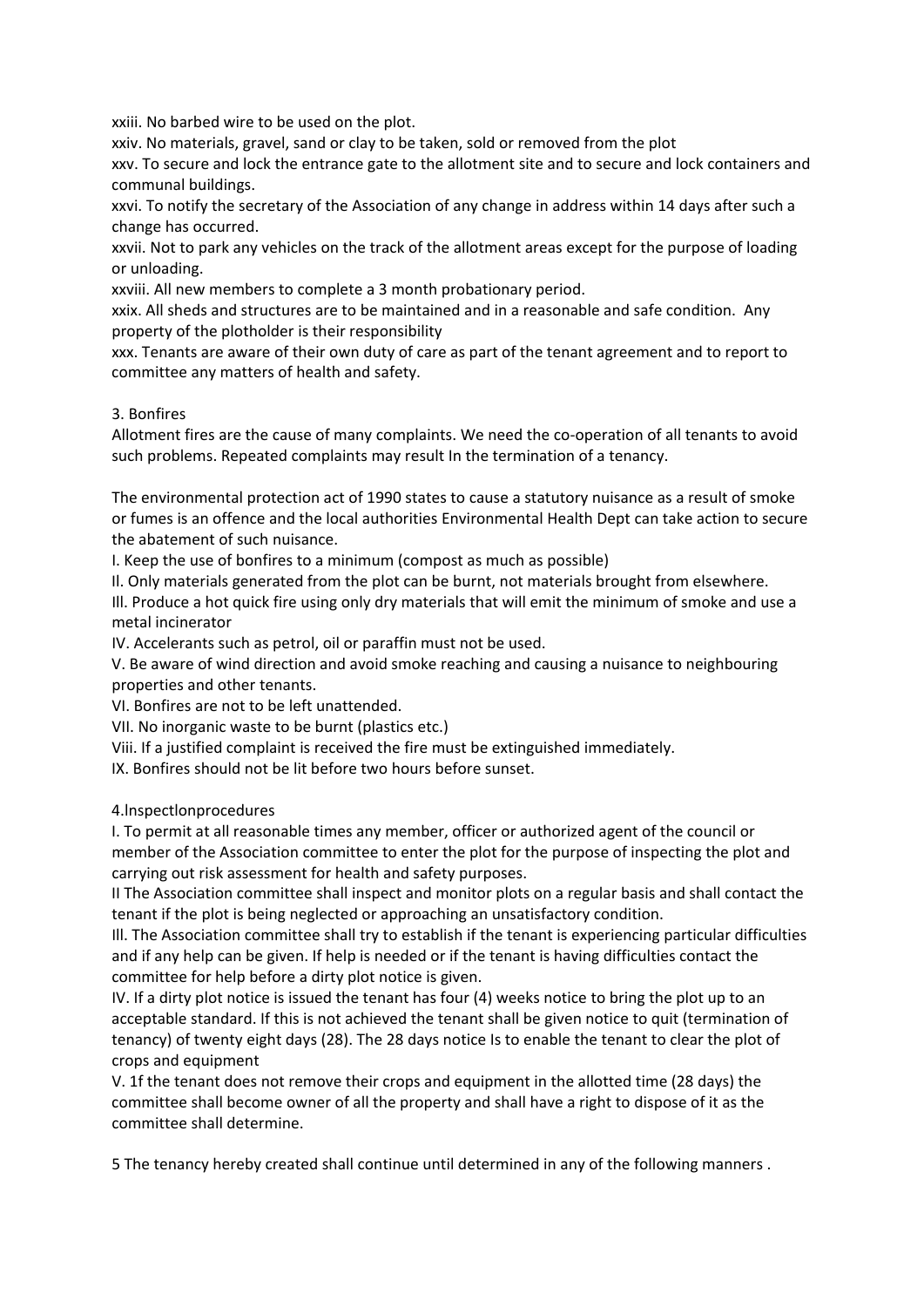xxiii. No barbed wire to be used on the plot.

xxiv. No materials, gravel, sand or clay to be taken, sold or removed from the plot

xxv. To secure and lock the entrance gate to the allotment site and to secure and lock containers and communal buildings.

xxvi. To notify the secretary of the Association of any change in address within 14 days after such a change has occurred.

xxvii. Not to park any vehicles on the track of the allotment areas except for the purpose of loading or unloading.

xxviii. All new members to complete a 3 month probationary period.

xxix. All sheds and structures are to be maintained and in a reasonable and safe condition. Any property of the plotholder is their responsibility

xxx. Tenants are aware of their own duty of care as part of the tenant agreement and to report to committee any matters of health and safety.

3. Bonfires

Allotment fires are the cause of many complaints. We need the co-operation of all tenants to avoid such problems. Repeated complaints may result In the termination of a tenancy.

The environmental protection act of 1990 states to cause a statutory nuisance as a result of smoke or fumes is an offence and the local authorities Environmental Health Dept can take action to secure the abatement of such nuisance.

I. Keep the use of bonfires to a minimum (compost as much as possible)

Il. Only materials generated from the plot can be burnt, not materials brought from elsewhere.

Ill. Produce a hot quick fire using only dry materials that will emit the minimum of smoke and use a metal incinerator

IV. Accelerants such as petrol, oil or paraffin must not be used.

V. Be aware of wind direction and avoid smoke reaching and causing a nuisance to neighbouring properties and other tenants.

VI. Bonfires are not to be left unattended.

VII. No inorganic waste to be burnt (plastics etc.)

Viii. If a justified complaint is received the fire must be extinguished immediately.

IX. Bonfires should not be lit before two hours before sunset.

4.lnspectlonprocedures

I. To permit at all reasonable times any member, officer or authorized agent of the council or member of the Association committee to enter the plot for the purpose of inspecting the plot and carrying out risk assessment for health and safety purposes.

II The Association committee shall inspect and monitor plots on a regular basis and shall contact the tenant if the plot is being neglected or approaching an unsatisfactory condition.

Ill. The Association committee shall try to establish if the tenant is experiencing particular difficulties and if any help can be given. If help is needed or if the tenant is having difficulties contact the committee for help before a dirty plot notice is given.

IV. If a dirty plot notice is issued the tenant has four (4) weeks notice to bring the plot up to an acceptable standard. If this is not achieved the tenant shall be given notice to quit (termination of tenancy) of twenty eight days (28). The 28 days notice Is to enable the tenant to clear the plot of crops and equipment

V. 1f the tenant does not remove their crops and equipment in the allotted time (28 days) the committee shall become owner of all the property and shall have a right to dispose of it as the committee shall determine.

5 The tenancy hereby created shall continue until determined in any of the following manners .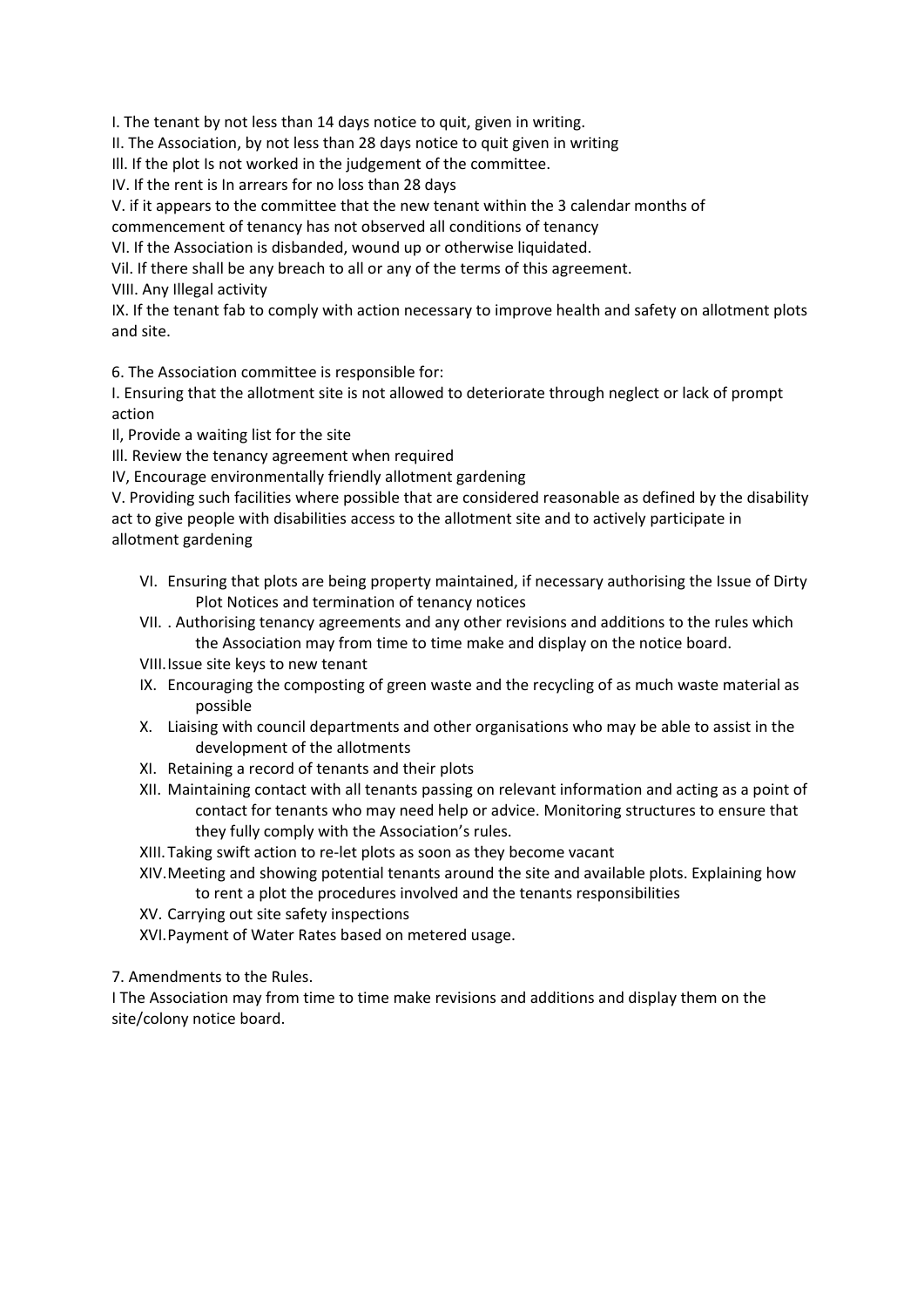I. The tenant by not less than 14 days notice to quit, given in writing.
II. The Association, by not less than 28 days notice to quit given in writing
Ill. If the plot Is not worked in the judgement of the committee.
IV. If the rent is In arrears for no loss than 28 days
V. if it appears to the committee that the new tenant within the 3 calendar months of commencement of tenancy has not observed all conditions of tenancy
VI. If the Association is disbanded, wound up or otherwise liquidated.
Vil. If there shall be any breach to all or any of the terms of this agreement.
VIII. Any Illegal activity
IX. If the tenant fab to comply with action necessary to improve health and safety on allotment plots and site.

6. The Association committee is responsible for:
I. Ensuring that the allotment site is not allowed to deteriorate through neglect or lack of prompt action
Il, Provide a waiting list for the site
Ill. Review the tenancy agreement when required
IV, Encourage environmentally friendly allotment gardening
V. Providing such facilities where possible that are considered reasonable as defined by the disability act to give people with disabilities access to the allotment site and to actively participate in allotment gardening

VI. Ensuring that plots are being property maintained, if necessary authorising the Issue of Dirty Plot Notices and termination of tenancy notices
VII. . Authorising tenancy agreements and any other revisions and additions to the rules which the Association may from time to time make and display on the notice board.
VIII. Issue site keys to new tenant
IX. Encouraging the composting of green waste and the recycling of as much waste material as possible
X. Liaising with council departments and other organisations who may be able to assist in the development of the allotments
XI. Retaining a record of tenants and their plots
XII. Maintaining contact with all tenants passing on relevant information and acting as a point of contact for tenants who may need help or advice. Monitoring structures to ensure that they fully comply with the Association's rules.
XIII. Taking swift action to re-let plots as soon as they become vacant
XIV. Meeting and showing potential tenants around the site and available plots. Explaining how to rent a plot the procedures involved and the tenants responsibilities
XV. Carrying out site safety inspections
XVI. Payment of Water Rates based on metered usage.

7. Amendments to the Rules.
I The Association may from time to time make revisions and additions and display them on the site/colony notice board.